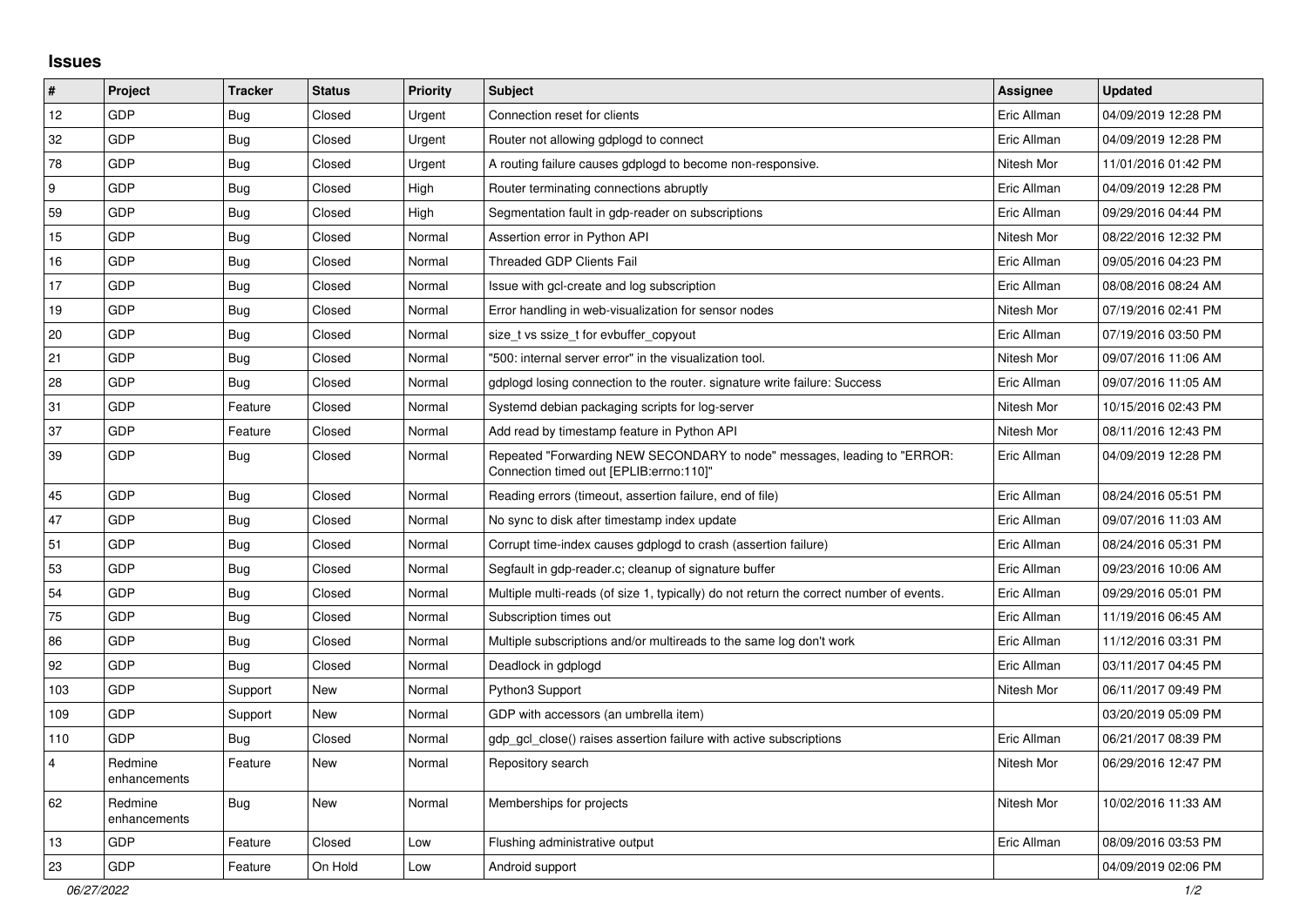## Issues

| # | Project | Tracker | Status | Priority | Subject | Assignee | Updated |
|---|---|---|---|---|---|---|---|
| 12 | GDP | Bug | Closed | Urgent | Connection reset for clients | Eric Allman | 04/09/2019 12:28 PM |
| 32 | GDP | Bug | Closed | Urgent | Router not allowing gdplogd to connect | Eric Allman | 04/09/2019 12:28 PM |
| 78 | GDP | Bug | Closed | Urgent | A routing failure causes gdplogd to become non-responsive. | Nitesh Mor | 11/01/2016 01:42 PM |
| 9 | GDP | Bug | Closed | High | Router terminating connections abruptly | Eric Allman | 04/09/2019 12:28 PM |
| 59 | GDP | Bug | Closed | High | Segmentation fault in gdp-reader on subscriptions | Eric Allman | 09/29/2016 04:44 PM |
| 15 | GDP | Bug | Closed | Normal | Assertion error in Python API | Nitesh Mor | 08/22/2016 12:32 PM |
| 16 | GDP | Bug | Closed | Normal | Threaded GDP Clients Fail | Eric Allman | 09/05/2016 04:23 PM |
| 17 | GDP | Bug | Closed | Normal | Issue with gcl-create and log subscription | Eric Allman | 08/08/2016 08:24 AM |
| 19 | GDP | Bug | Closed | Normal | Error handling in web-visualization for sensor nodes | Nitesh Mor | 07/19/2016 02:41 PM |
| 20 | GDP | Bug | Closed | Normal | size_t vs ssize_t for evbuffer_copyout | Eric Allman | 07/19/2016 03:50 PM |
| 21 | GDP | Bug | Closed | Normal | "500: internal server error" in the visualization tool. | Nitesh Mor | 09/07/2016 11:06 AM |
| 28 | GDP | Bug | Closed | Normal | gdplogd losing connection to the router. signature write failure: Success | Eric Allman | 09/07/2016 11:05 AM |
| 31 | GDP | Feature | Closed | Normal | Systemd debian packaging scripts for log-server | Nitesh Mor | 10/15/2016 02:43 PM |
| 37 | GDP | Feature | Closed | Normal | Add read by timestamp feature in Python API | Nitesh Mor | 08/11/2016 12:43 PM |
| 39 | GDP | Bug | Closed | Normal | Repeated "Forwarding NEW SECONDARY to node" messages, leading to "ERROR: Connection timed out [EPLIB:errno:110]" | Eric Allman | 04/09/2019 12:28 PM |
| 45 | GDP | Bug | Closed | Normal | Reading errors (timeout, assertion failure, end of file) | Eric Allman | 08/24/2016 05:51 PM |
| 47 | GDP | Bug | Closed | Normal | No sync to disk after timestamp index update | Eric Allman | 09/07/2016 11:03 AM |
| 51 | GDP | Bug | Closed | Normal | Corrupt time-index causes gdplogd to crash (assertion failure) | Eric Allman | 08/24/2016 05:31 PM |
| 53 | GDP | Bug | Closed | Normal | Segfault in gdp-reader.c; cleanup of signature buffer | Eric Allman | 09/23/2016 10:06 AM |
| 54 | GDP | Bug | Closed | Normal | Multiple multi-reads (of size 1, typically) do not return the correct number of events. | Eric Allman | 09/29/2016 05:01 PM |
| 75 | GDP | Bug | Closed | Normal | Subscription times out | Eric Allman | 11/19/2016 06:45 AM |
| 86 | GDP | Bug | Closed | Normal | Multiple subscriptions and/or multireads to the same log don't work | Eric Allman | 11/12/2016 03:31 PM |
| 92 | GDP | Bug | Closed | Normal | Deadlock in gdplogd | Eric Allman | 03/11/2017 04:45 PM |
| 103 | GDP | Support | New | Normal | Python3 Support | Nitesh Mor | 06/11/2017 09:49 PM |
| 109 | GDP | Support | New | Normal | GDP with accessors (an umbrella item) | | 03/20/2019 05:09 PM |
| 110 | GDP | Bug | Closed | Normal | gdp_gcl_close() raises assertion failure with active subscriptions | Eric Allman | 06/21/2017 08:39 PM |
| 4 | Redmine enhancements | Feature | New | Normal | Repository search | Nitesh Mor | 06/29/2016 12:47 PM |
| 62 | Redmine enhancements | Bug | New | Normal | Memberships for projects | Nitesh Mor | 10/02/2016 11:33 AM |
| 13 | GDP | Feature | Closed | Low | Flushing administrative output | Eric Allman | 08/09/2016 03:53 PM |
| 23 | GDP | Feature | On Hold | Low | Android support | | 04/09/2019 02:06 PM |

*06/27/2022*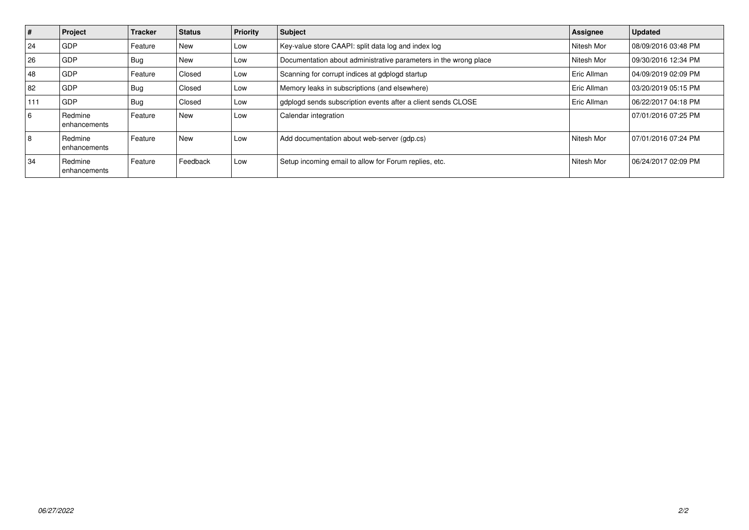| # | Project | Tracker | Status | Priority | Subject | Assignee | Updated |
|---|---|---|---|---|---|---|---|
| 24 | GDP | Feature | New | Low | Key-value store CAAPI: split data log and index log | Nitesh Mor | 08/09/2016 03:48 PM |
| 26 | GDP | Bug | New | Low | Documentation about administrative parameters in the wrong place | Nitesh Mor | 09/30/2016 12:34 PM |
| 48 | GDP | Feature | Closed | Low | Scanning for corrupt indices at gdplogd startup | Eric Allman | 04/09/2019 02:09 PM |
| 82 | GDP | Bug | Closed | Low | Memory leaks in subscriptions (and elsewhere) | Eric Allman | 03/20/2019 05:15 PM |
| 111 | GDP | Bug | Closed | Low | gdplogd sends subscription events after a client sends CLOSE | Eric Allman | 06/22/2017 04:18 PM |
| 6 | Redmine enhancements | Feature | New | Low | Calendar integration | | 07/01/2016 07:25 PM |
| 8 | Redmine enhancements | Feature | New | Low | Add documentation about web-server (gdp.cs) | Nitesh Mor | 07/01/2016 07:24 PM |
| 34 | Redmine enhancements | Feature | Feedback | Low | Setup incoming email to allow for Forum replies, etc. | Nitesh Mor | 06/24/2017 02:09 PM |